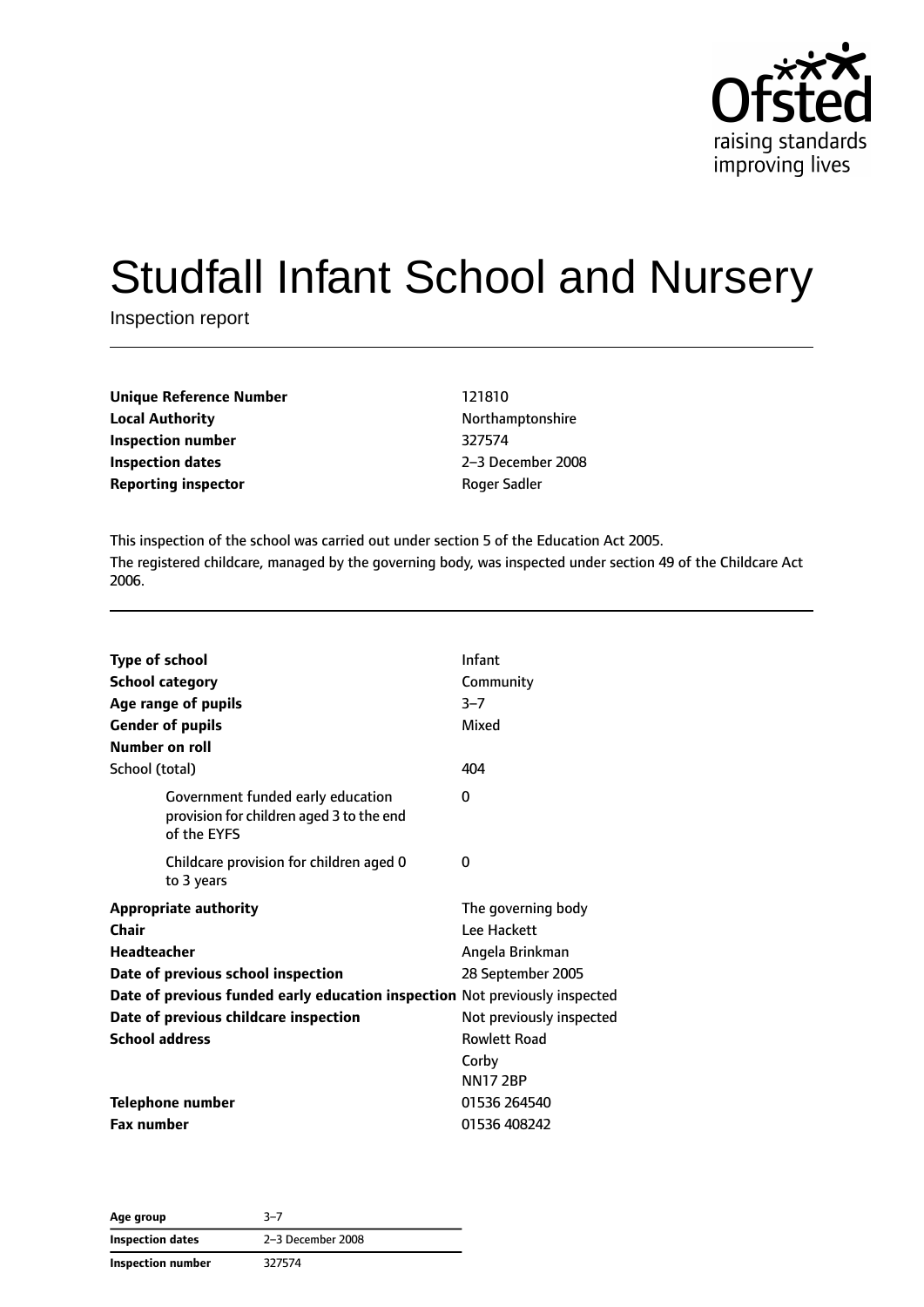# Studfall Infant School and Nursery

Inspection report

| | |
|---|---|
| **Unique Reference Number** | 121810 |
| **Local Authority** | Northamptonshire |
| **Inspection number** | 327574 |
| **Inspection dates** | 2–3 December 2008 |
| **Reporting inspector** | Roger Sadler |

This inspection of the school was carried out under section 5 of the Education Act 2005.

The registered childcare, managed by the governing body, was inspected under section 49 of the Childcare Act 2006.

| | |
|---|---|
| **Type of school** | Infant |
| **School category** | Community |
| **Age range of pupils** | 3–7 |
| **Gender of pupils** | Mixed |
| **Number on roll** | |
| School (total) | 404 |
| Government funded early education provision for children aged 3 to the end of the EYFS | 0 |
| Childcare provision for children aged 0 to 3 years | 0 |
| **Appropriate authority** | The governing body |
| **Chair** | Lee Hackett |
| **Headteacher** | Angela Brinkman |
| **Date of previous school inspection** | 28 September 2005 |
| **Date of previous funded early education inspection** | Not previously inspected |
| **Date of previous childcare inspection** | Not previously inspected |
| **School address** | Rowlett Road<br>Corby<br>NN17 2BP |
| **Telephone number** | 01536 264540 |
| **Fax number** | 01536 408242 |

| | |
|---|---|
| **Age group** | 3–7 |
| **Inspection dates** | 2–3 December 2008 |
| **Inspection number** | 327574 |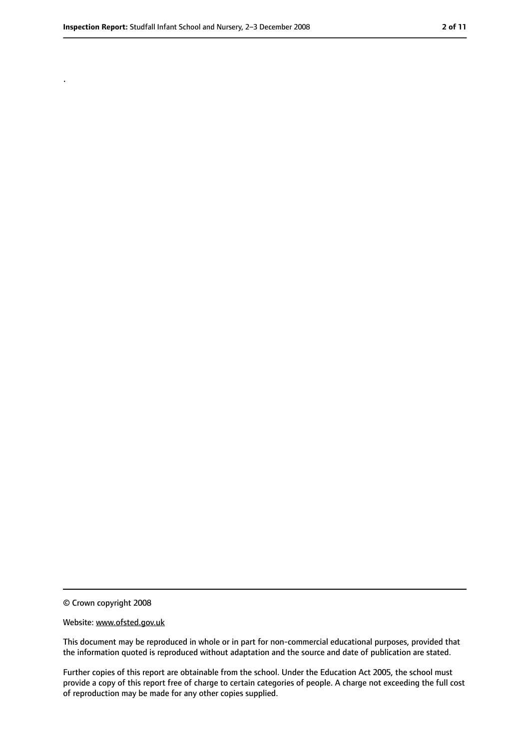.

© Crown copyright 2008

Website: www.ofsted.gov.uk

This document may be reproduced in whole or in part for non-commercial educational purposes, provided that the information quoted is reproduced without adaptation and the source and date of publication are stated.

Further copies of this report are obtainable from the school. Under the Education Act 2005, the school must provide a copy of this report free of charge to certain categories of people. A charge not exceeding the full cost of reproduction may be made for any other copies supplied.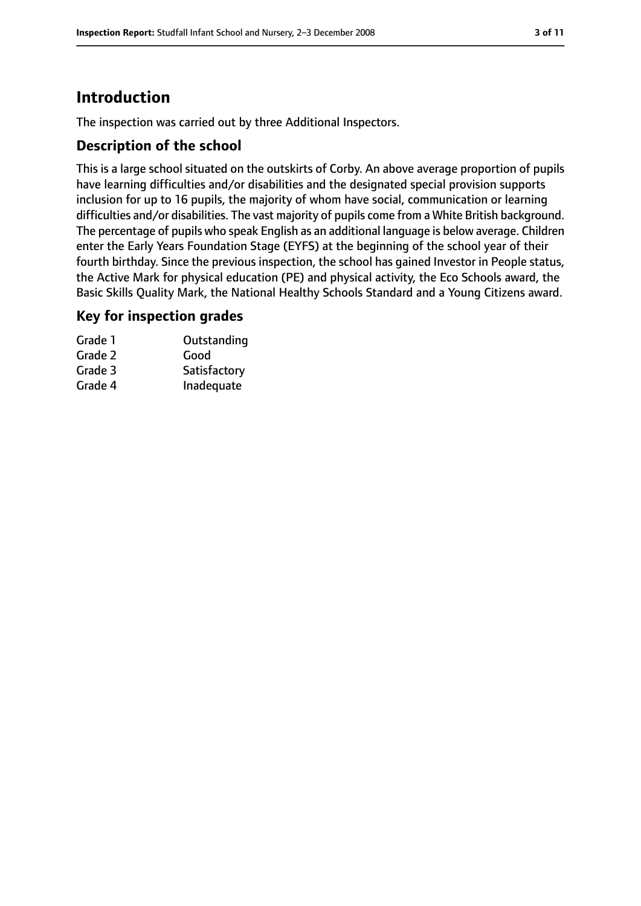# Introduction

The inspection was carried out by three Additional Inspectors.

## Description of the school

This is a large school situated on the outskirts of Corby. An above average proportion of pupils have learning difficulties and/or disabilities and the designated special provision supports inclusion for up to 16 pupils, the majority of whom have social, communication or learning difficulties and/or disabilities. The vast majority of pupils come from a White British background. The percentage of pupils who speak English as an additional language is below average. Children enter the Early Years Foundation Stage (EYFS) at the beginning of the school year of their fourth birthday. Since the previous inspection, the school has gained Investor in People status, the Active Mark for physical education (PE) and physical activity, the Eco Schools award, the Basic Skills Quality Mark, the National Healthy Schools Standard and a Young Citizens award.

## Key for inspection grades

| | |
|---|---|
| Grade 1 | Outstanding |
| Grade 2 | Good |
| Grade 3 | Satisfactory |
| Grade 4 | Inadequate |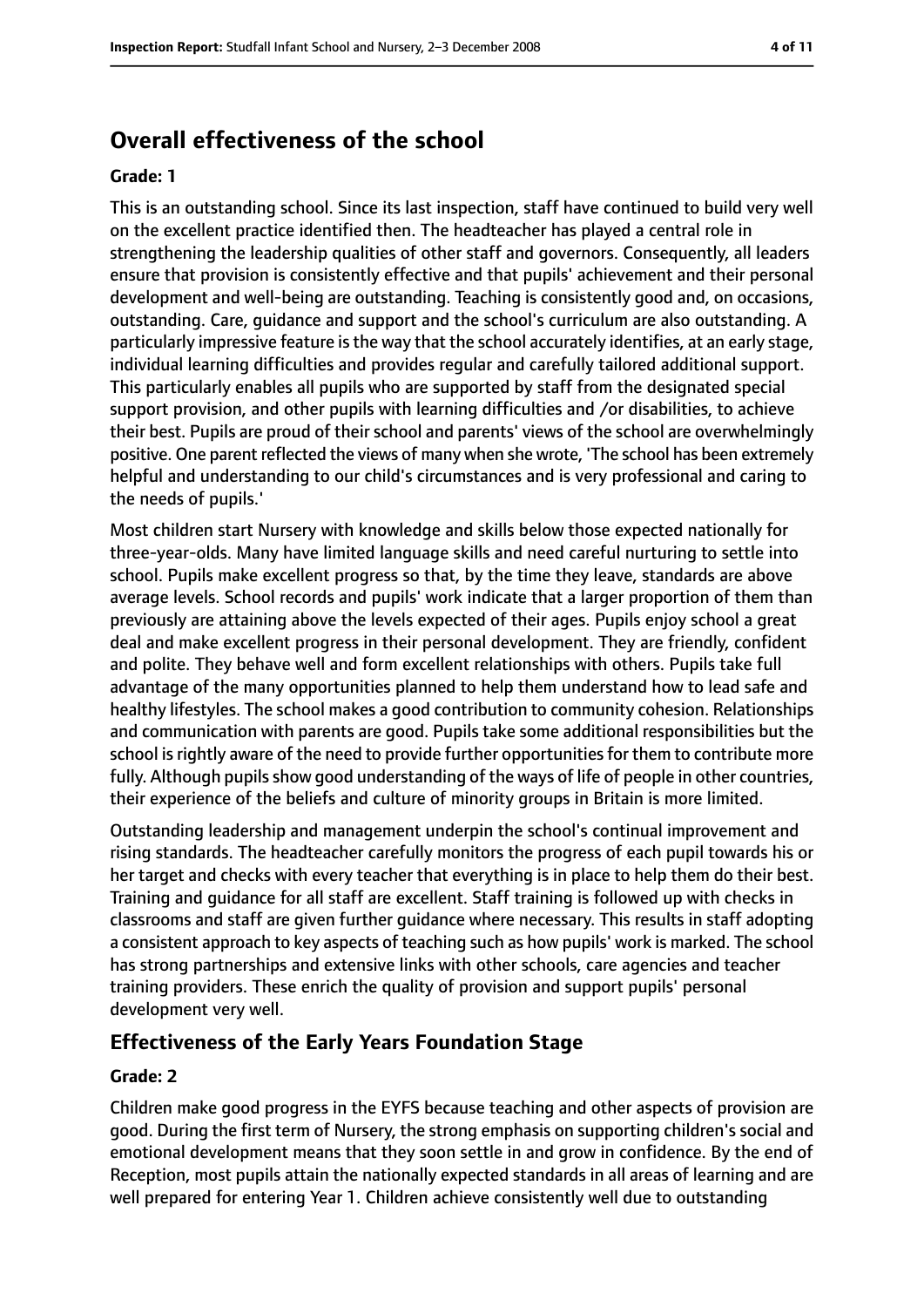## Overall effectiveness of the school

**Grade: 1**

This is an outstanding school. Since its last inspection, staff have continued to build very well on the excellent practice identified then. The headteacher has played a central role in strengthening the leadership qualities of other staff and governors. Consequently, all leaders ensure that provision is consistently effective and that pupils' achievement and their personal development and well-being are outstanding. Teaching is consistently good and, on occasions, outstanding. Care, guidance and support and the school's curriculum are also outstanding. A particularly impressive feature is the way that the school accurately identifies, at an early stage, individual learning difficulties and provides regular and carefully tailored additional support. This particularly enables all pupils who are supported by staff from the designated special support provision, and other pupils with learning difficulties and /or disabilities, to achieve their best. Pupils are proud of their school and parents' views of the school are overwhelmingly positive. One parent reflected the views of many when she wrote, 'The school has been extremely helpful and understanding to our child's circumstances and is very professional and caring to the needs of pupils.'

Most children start Nursery with knowledge and skills below those expected nationally for three-year-olds. Many have limited language skills and need careful nurturing to settle into school. Pupils make excellent progress so that, by the time they leave, standards are above average levels. School records and pupils' work indicate that a larger proportion of them than previously are attaining above the levels expected of their ages. Pupils enjoy school a great deal and make excellent progress in their personal development. They are friendly, confident and polite. They behave well and form excellent relationships with others. Pupils take full advantage of the many opportunities planned to help them understand how to lead safe and healthy lifestyles. The school makes a good contribution to community cohesion. Relationships and communication with parents are good. Pupils take some additional responsibilities but the school is rightly aware of the need to provide further opportunities for them to contribute more fully. Although pupils show good understanding of the ways of life of people in other countries, their experience of the beliefs and culture of minority groups in Britain is more limited.

Outstanding leadership and management underpin the school's continual improvement and rising standards. The headteacher carefully monitors the progress of each pupil towards his or her target and checks with every teacher that everything is in place to help them do their best. Training and guidance for all staff are excellent. Staff training is followed up with checks in classrooms and staff are given further guidance where necessary. This results in staff adopting a consistent approach to key aspects of teaching such as how pupils' work is marked. The school has strong partnerships and extensive links with other schools, care agencies and teacher training providers. These enrich the quality of provision and support pupils' personal development very well.

## Effectiveness of the Early Years Foundation Stage

**Grade: 2**

Children make good progress in the EYFS because teaching and other aspects of provision are good. During the first term of Nursery, the strong emphasis on supporting children's social and emotional development means that they soon settle in and grow in confidence. By the end of Reception, most pupils attain the nationally expected standards in all areas of learning and are well prepared for entering Year 1. Children achieve consistently well due to outstanding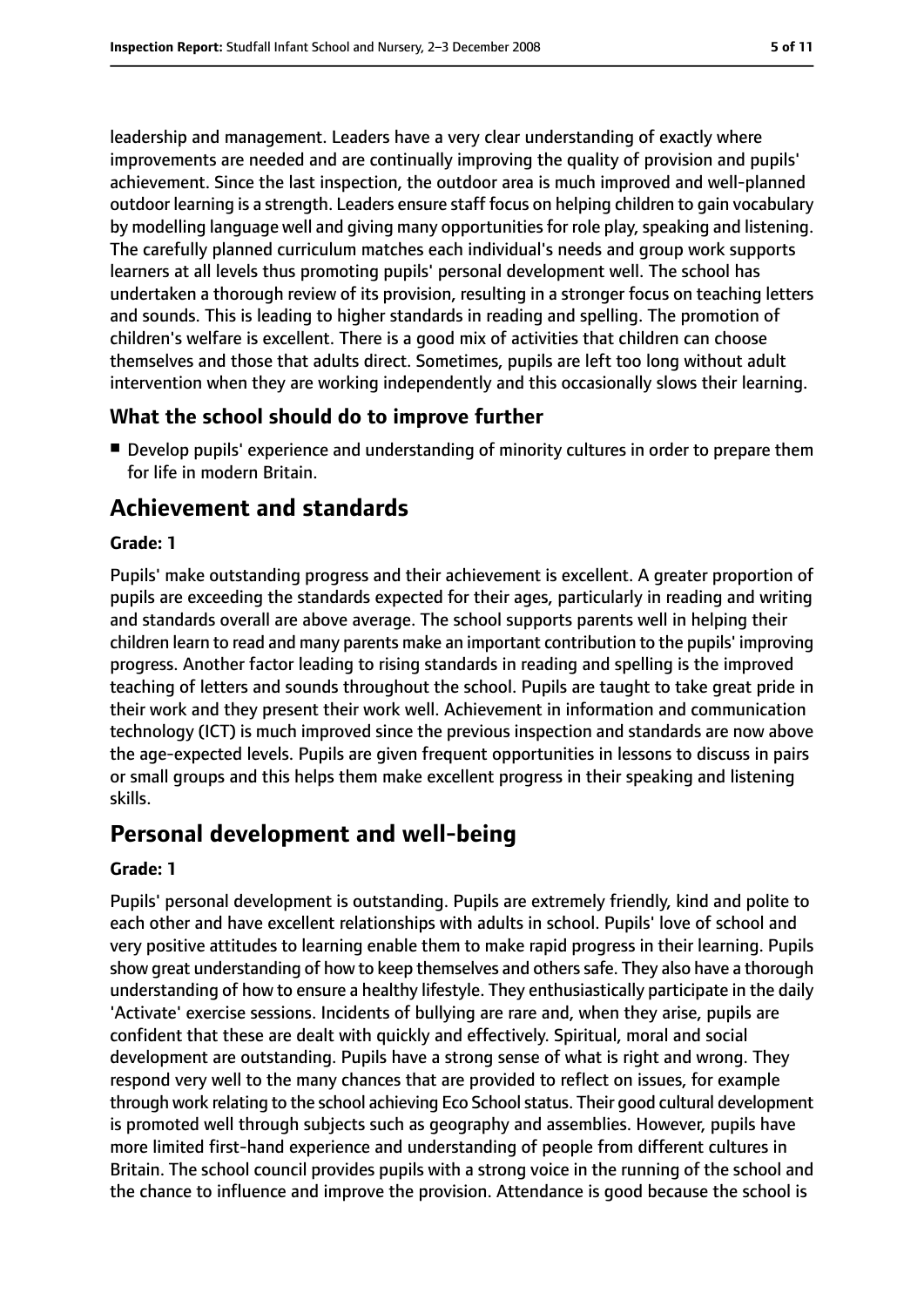leadership and management. Leaders have a very clear understanding of exactly where improvements are needed and are continually improving the quality of provision and pupils' achievement. Since the last inspection, the outdoor area is much improved and well-planned outdoor learning is a strength. Leaders ensure staff focus on helping children to gain vocabulary by modelling language well and giving many opportunities for role play, speaking and listening. The carefully planned curriculum matches each individual's needs and group work supports learners at all levels thus promoting pupils' personal development well. The school has undertaken a thorough review of its provision, resulting in a stronger focus on teaching letters and sounds. This is leading to higher standards in reading and spelling. The promotion of children's welfare is excellent. There is a good mix of activities that children can choose themselves and those that adults direct. Sometimes, pupils are left too long without adult intervention when they are working independently and this occasionally slows their learning.

### What the school should do to improve further

- Develop pupils' experience and understanding of minority cultures in order to prepare them for life in modern Britain.

## Achievement and standards

**Grade: 1**

Pupils' make outstanding progress and their achievement is excellent. A greater proportion of pupils are exceeding the standards expected for their ages, particularly in reading and writing and standards overall are above average. The school supports parents well in helping their children learn to read and many parents make an important contribution to the pupils' improving progress. Another factor leading to rising standards in reading and spelling is the improved teaching of letters and sounds throughout the school. Pupils are taught to take great pride in their work and they present their work well. Achievement in information and communication technology (ICT) is much improved since the previous inspection and standards are now above the age-expected levels. Pupils are given frequent opportunities in lessons to discuss in pairs or small groups and this helps them make excellent progress in their speaking and listening skills.

## Personal development and well-being

**Grade: 1**

Pupils' personal development is outstanding. Pupils are extremely friendly, kind and polite to each other and have excellent relationships with adults in school. Pupils' love of school and very positive attitudes to learning enable them to make rapid progress in their learning. Pupils show great understanding of how to keep themselves and others safe. They also have a thorough understanding of how to ensure a healthy lifestyle. They enthusiastically participate in the daily 'Activate' exercise sessions. Incidents of bullying are rare and, when they arise, pupils are confident that these are dealt with quickly and effectively. Spiritual, moral and social development are outstanding. Pupils have a strong sense of what is right and wrong. They respond very well to the many chances that are provided to reflect on issues, for example through work relating to the school achieving Eco School status. Their good cultural development is promoted well through subjects such as geography and assemblies. However, pupils have more limited first-hand experience and understanding of people from different cultures in Britain. The school council provides pupils with a strong voice in the running of the school and the chance to influence and improve the provision. Attendance is good because the school is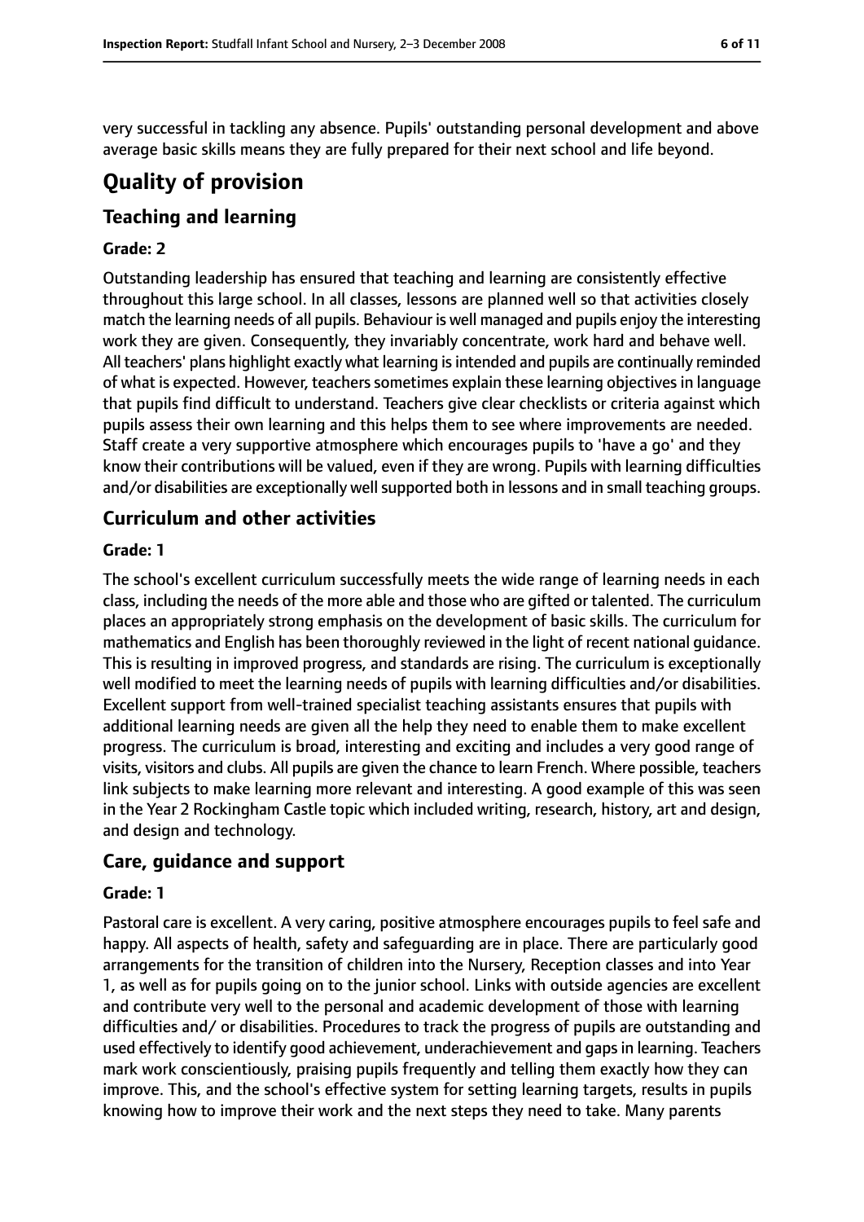very successful in tackling any absence. Pupils' outstanding personal development and above average basic skills means they are fully prepared for their next school and life beyond.

# Quality of provision

## Teaching and learning

### Grade: 2

Outstanding leadership has ensured that teaching and learning are consistently effective throughout this large school. In all classes, lessons are planned well so that activities closely match the learning needs of all pupils. Behaviour is well managed and pupils enjoy the interesting work they are given. Consequently, they invariably concentrate, work hard and behave well. All teachers' plans highlight exactly what learning is intended and pupils are continually reminded of what is expected. However, teachers sometimes explain these learning objectives in language that pupils find difficult to understand. Teachers give clear checklists or criteria against which pupils assess their own learning and this helps them to see where improvements are needed. Staff create a very supportive atmosphere which encourages pupils to 'have a go' and they know their contributions will be valued, even if they are wrong. Pupils with learning difficulties and/or disabilities are exceptionally well supported both in lessons and in small teaching groups.

## Curriculum and other activities

### Grade: 1

The school's excellent curriculum successfully meets the wide range of learning needs in each class, including the needs of the more able and those who are gifted or talented. The curriculum places an appropriately strong emphasis on the development of basic skills. The curriculum for mathematics and English has been thoroughly reviewed in the light of recent national guidance. This is resulting in improved progress, and standards are rising. The curriculum is exceptionally well modified to meet the learning needs of pupils with learning difficulties and/or disabilities. Excellent support from well-trained specialist teaching assistants ensures that pupils with additional learning needs are given all the help they need to enable them to make excellent progress. The curriculum is broad, interesting and exciting and includes a very good range of visits, visitors and clubs. All pupils are given the chance to learn French. Where possible, teachers link subjects to make learning more relevant and interesting. A good example of this was seen in the Year 2 Rockingham Castle topic which included writing, research, history, art and design, and design and technology.

## Care, guidance and support

### Grade: 1

Pastoral care is excellent. A very caring, positive atmosphere encourages pupils to feel safe and happy. All aspects of health, safety and safeguarding are in place. There are particularly good arrangements for the transition of children into the Nursery, Reception classes and into Year 1, as well as for pupils going on to the junior school. Links with outside agencies are excellent and contribute very well to the personal and academic development of those with learning difficulties and/ or disabilities. Procedures to track the progress of pupils are outstanding and used effectively to identify good achievement, underachievement and gaps in learning. Teachers mark work conscientiously, praising pupils frequently and telling them exactly how they can improve. This, and the school's effective system for setting learning targets, results in pupils knowing how to improve their work and the next steps they need to take. Many parents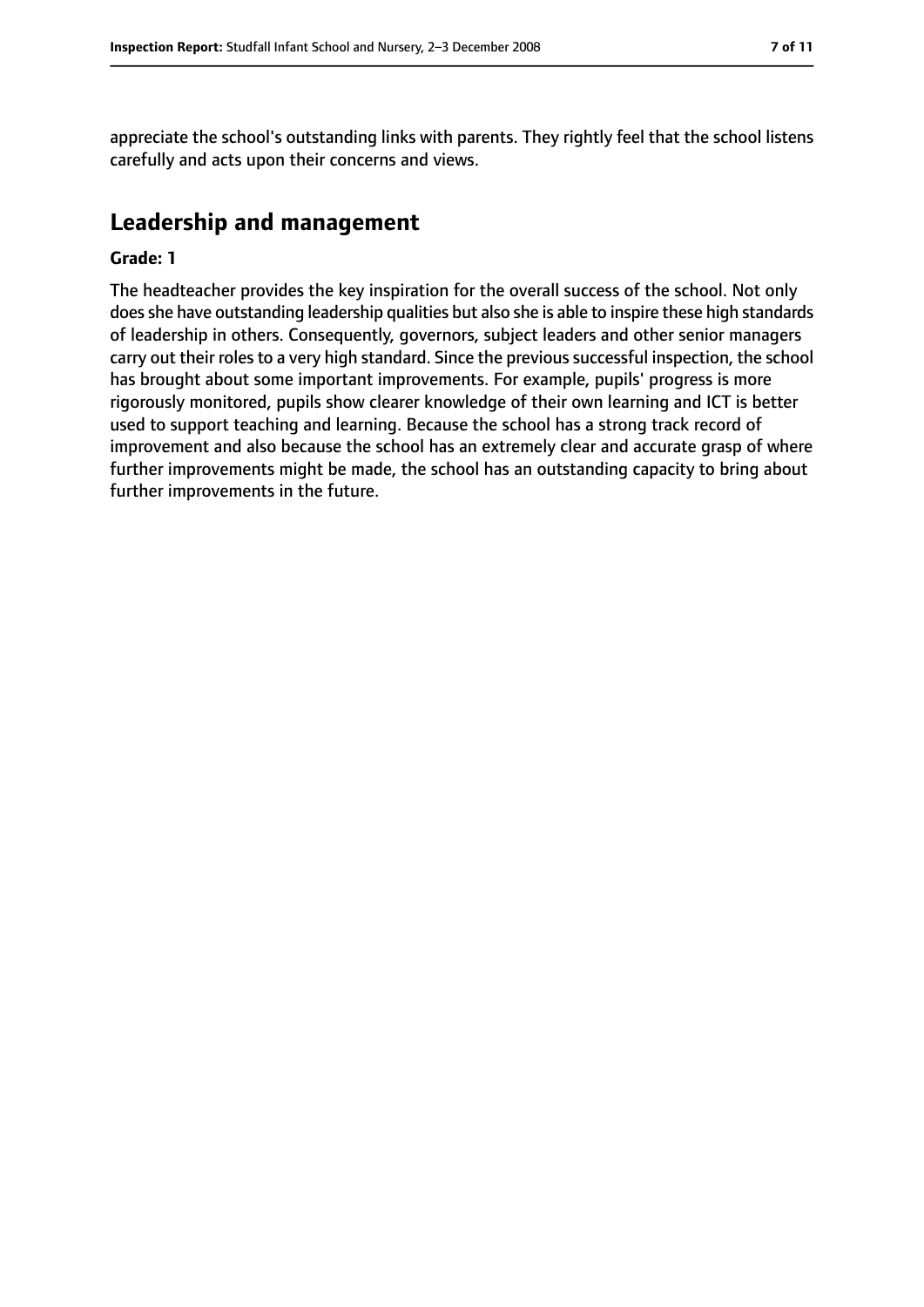appreciate the school's outstanding links with parents. They rightly feel that the school listens carefully and acts upon their concerns and views.

## Leadership and management

**Grade: 1**

The headteacher provides the key inspiration for the overall success of the school. Not only does she have outstanding leadership qualities but also she is able to inspire these high standards of leadership in others. Consequently, governors, subject leaders and other senior managers carry out their roles to a very high standard. Since the previous successful inspection, the school has brought about some important improvements. For example, pupils' progress is more rigorously monitored, pupils show clearer knowledge of their own learning and ICT is better used to support teaching and learning. Because the school has a strong track record of improvement and also because the school has an extremely clear and accurate grasp of where further improvements might be made, the school has an outstanding capacity to bring about further improvements in the future.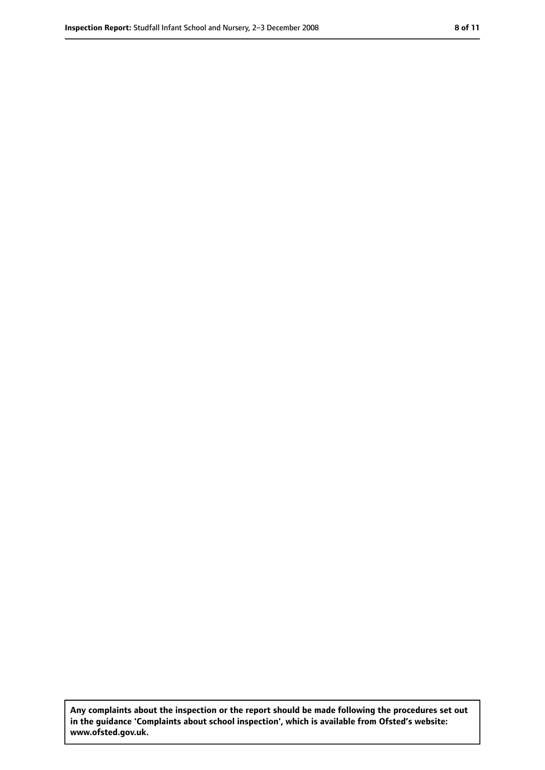**Any complaints about the inspection or the report should be made following the procedures set out in the guidance 'Complaints about school inspection', which is available from Ofsted's website: www.ofsted.gov.uk.**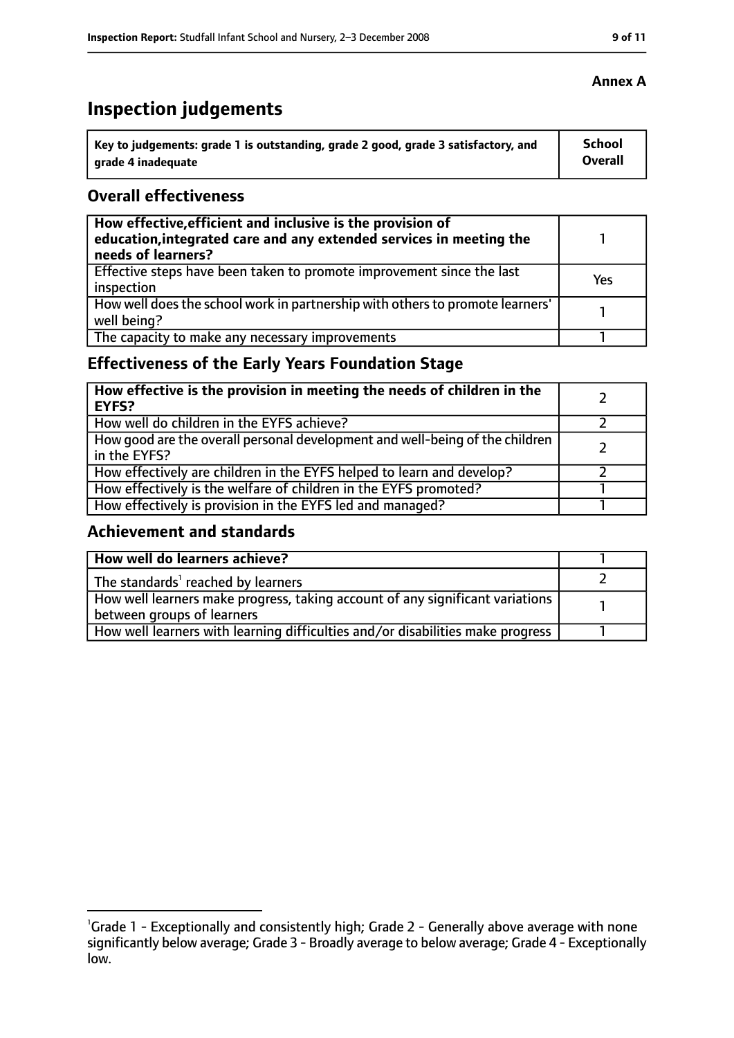**Annex A**

# Inspection judgements

| Key to judgements: grade 1 is outstanding, grade 2 good, grade 3 satisfactory, and grade 4 inadequate | School Overall |
|---|---|

## Overall effectiveness

| | |
|---|---|
| **How effective, efficient and inclusive is the provision of education, integrated care and any extended services in meeting the needs of learners?** | 1 |
| Effective steps have been taken to promote improvement since the last inspection | Yes |
| How well does the school work in partnership with others to promote learners' well being? | 1 |
| The capacity to make any necessary improvements | 1 |

## Effectiveness of the Early Years Foundation Stage

| | |
|---|---|
| **How effective is the provision in meeting the needs of children in the EYFS?** | 2 |
| How well do children in the EYFS achieve? | 2 |
| How good are the overall personal development and well-being of the children in the EYFS? | 2 |
| How effectively are children in the EYFS helped to learn and develop? | 2 |
| How effectively is the welfare of children in the EYFS promoted? | 1 |
| How effectively is provision in the EYFS led and managed? | 1 |

## Achievement and standards

| | |
|---|---|
| **How well do learners achieve?** | 1 |
| The standards[1] reached by learners | 2 |
| How well learners make progress, taking account of any significant variations between groups of learners | 1 |
| How well learners with learning difficulties and/or disabilities make progress | 1 |

[1]Grade 1 - Exceptionally and consistently high; Grade 2 - Generally above average with none significantly below average; Grade 3 - Broadly average to below average; Grade 4 - Exceptionally low.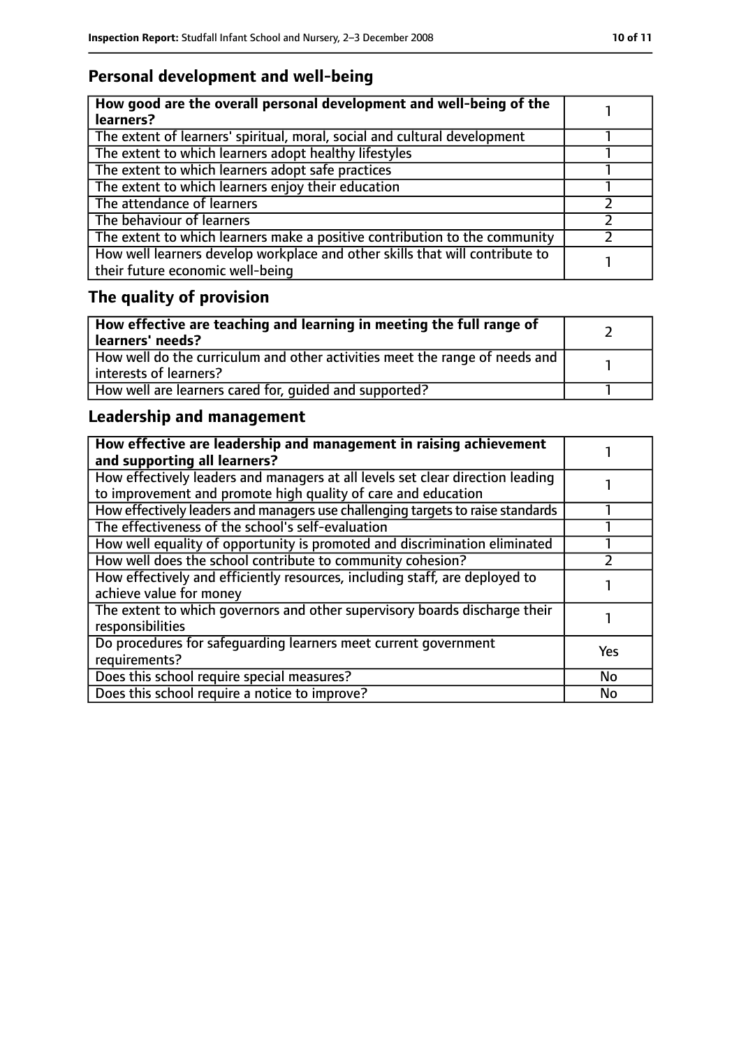## Personal development and well-being

| How good are the overall personal development and well-being of the learners? | 1 |
|---|---|
| The extent of learners' spiritual, moral, social and cultural development | 1 |
| The extent to which learners adopt healthy lifestyles | 1 |
| The extent to which learners adopt safe practices | 1 |
| The extent to which learners enjoy their education | 1 |
| The attendance of learners | 2 |
| The behaviour of learners | 2 |
| The extent to which learners make a positive contribution to the community | 2 |
| How well learners develop workplace and other skills that will contribute to their future economic well-being | 1 |

## The quality of provision

| How effective are teaching and learning in meeting the full range of learners' needs? | 2 |
|---|---|
| How well do the curriculum and other activities meet the range of needs and interests of learners? | 1 |
| How well are learners cared for, guided and supported? | 1 |

## Leadership and management

| How effective are leadership and management in raising achievement and supporting all learners? | 1 |
|---|---|
| How effectively leaders and managers at all levels set clear direction leading to improvement and promote high quality of care and education | 1 |
| How effectively leaders and managers use challenging targets to raise standards | 1 |
| The effectiveness of the school's self-evaluation | 1 |
| How well equality of opportunity is promoted and discrimination eliminated | 1 |
| How well does the school contribute to community cohesion? | 2 |
| How effectively and efficiently resources, including staff, are deployed to achieve value for money | 1 |
| The extent to which governors and other supervisory boards discharge their responsibilities | 1 |
| Do procedures for safeguarding learners meet current government requirements? | Yes |
| Does this school require special measures? | No |
| Does this school require a notice to improve? | No |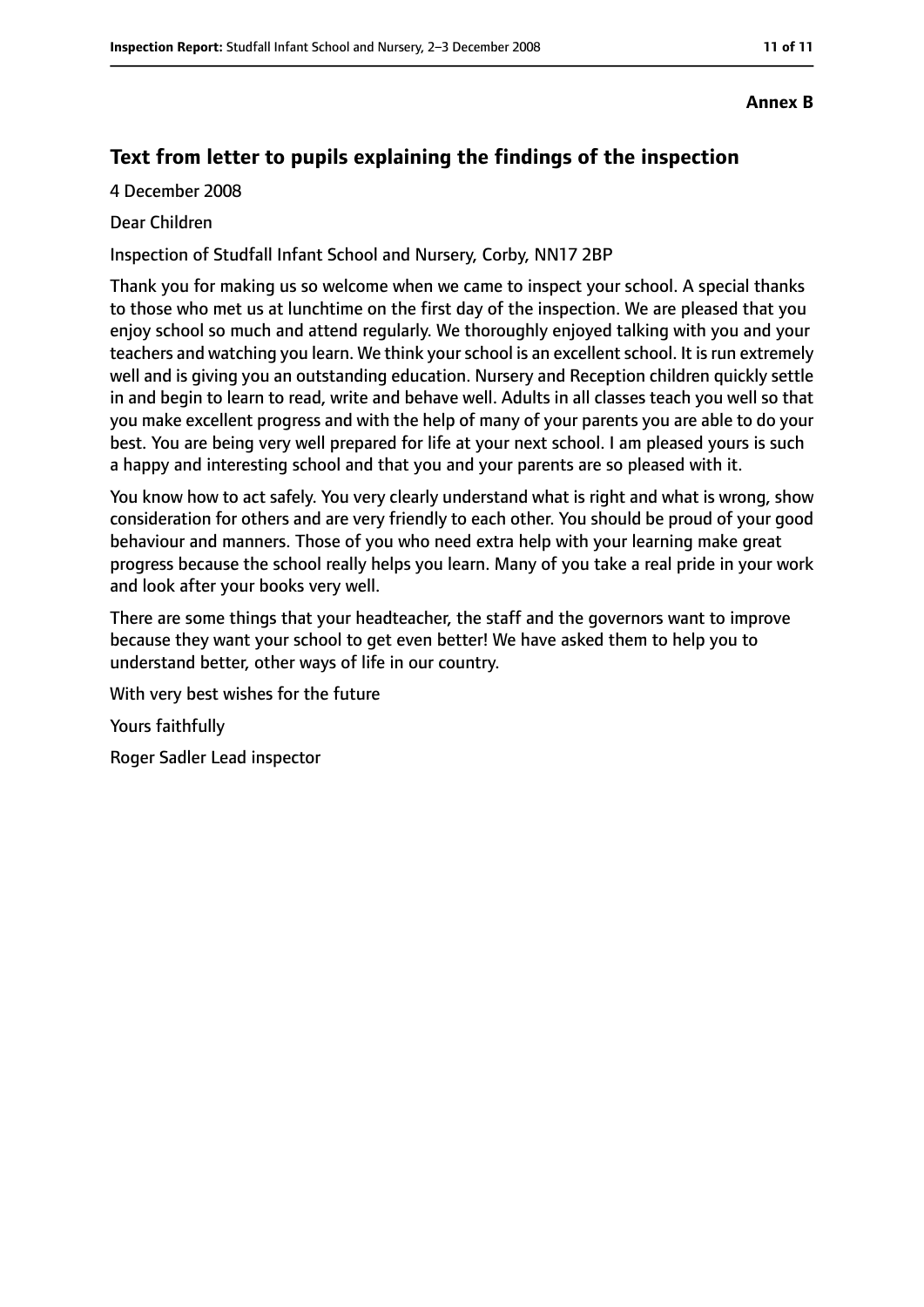**Annex B**

## Text from letter to pupils explaining the findings of the inspection

4 December 2008

Dear Children

Inspection of Studfall Infant School and Nursery, Corby, NN17 2BP

Thank you for making us so welcome when we came to inspect your school. A special thanks to those who met us at lunchtime on the first day of the inspection. We are pleased that you enjoy school so much and attend regularly. We thoroughly enjoyed talking with you and your teachers and watching you learn. We think your school is an excellent school. It is run extremely well and is giving you an outstanding education. Nursery and Reception children quickly settle in and begin to learn to read, write and behave well. Adults in all classes teach you well so that you make excellent progress and with the help of many of your parents you are able to do your best. You are being very well prepared for life at your next school. I am pleased yours is such a happy and interesting school and that you and your parents are so pleased with it.

You know how to act safely. You very clearly understand what is right and what is wrong, show consideration for others and are very friendly to each other. You should be proud of your good behaviour and manners. Those of you who need extra help with your learning make great progress because the school really helps you learn. Many of you take a real pride in your work and look after your books very well.

There are some things that your headteacher, the staff and the governors want to improve because they want your school to get even better! We have asked them to help you to understand better, other ways of life in our country.

With very best wishes for the future

Yours faithfully

Roger Sadler Lead inspector